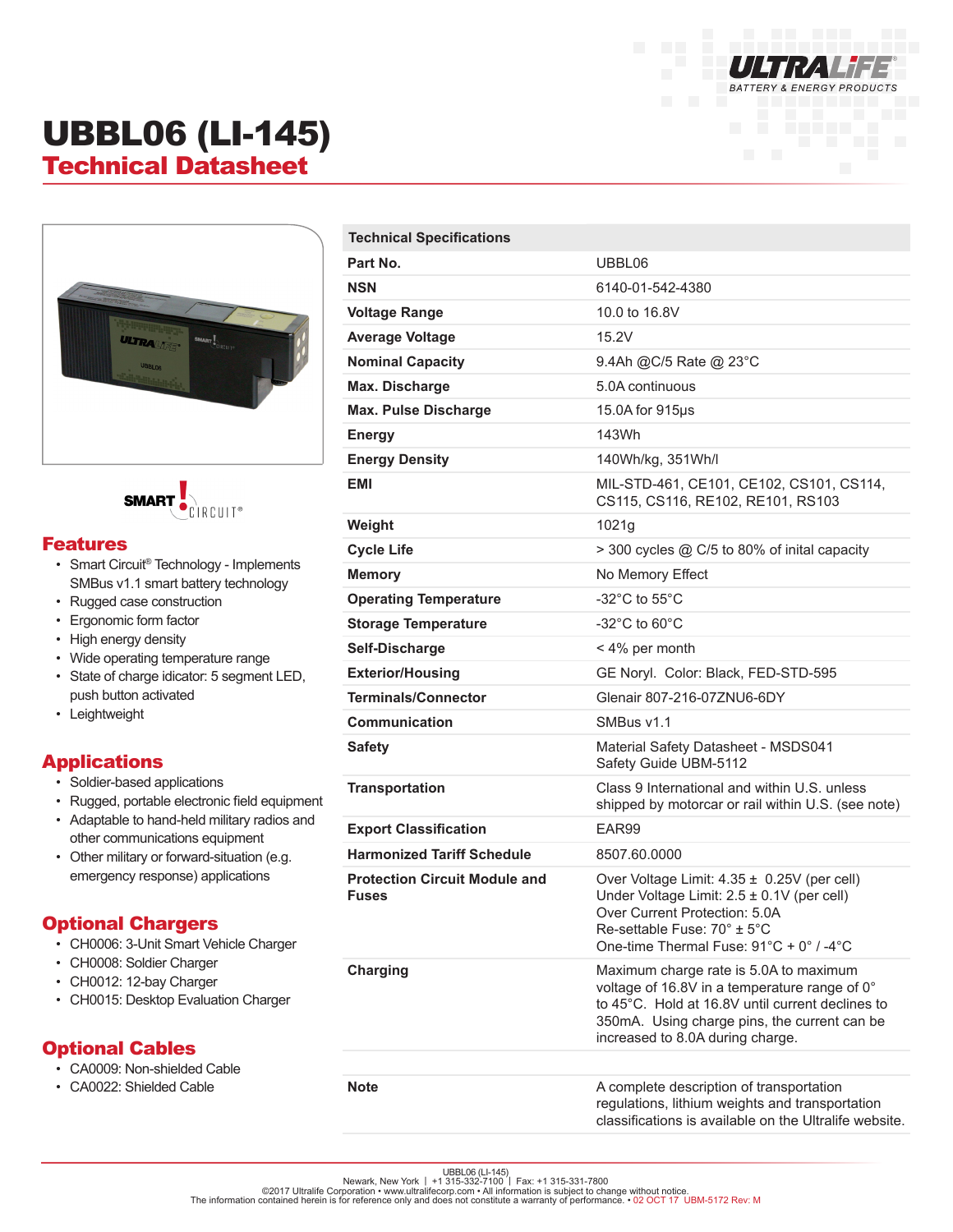# UBBL06 (LI-145)

## Technical Datasheet

## Features

- Smart Circuit® Technology - Implements SMBus v1.1 smart battery technology
- Rugged case construction
- Ergonomic form factor
- High energy density
- Wide operating temperature range
- State of charge idicator: 5 segment LED, push button activated
- Leightweight

## Applications

- Soldier-based applications
- Rugged, portable electronic field equipment
- Adaptable to hand-held military radios and other communications equipment
- Other military or forward-situation (e.g. emergency response) applications

## Optional Chargers

- CH0006: 3-Unit Smart Vehicle Charger
- CH0008: Soldier Charger
- CH0012: 12-bay Charger
- CH0015: Desktop Evaluation Charger

## Optional Cables

- CA0009: Non-shielded Cable
- CA0022: Shielded Cable

| Technical Specifications | |
|---|---|
| **Part No.** | UBBL06 |
| **NSN** | 6140-01-542-4380 |
| **Voltage Range** | 10.0 to 16.8V |
| **Average Voltage** | 15.2V |
| **Nominal Capacity** | 9.4Ah @C/5 Rate @ 23°C |
| **Max. Discharge** | 5.0A continuous |
| **Max. Pulse Discharge** | 15.0A for 915µs |
| **Energy** | 143Wh |
| **Energy Density** | 140Wh/kg, 351Wh/l |
| **EMI** | MIL-STD-461, CE101, CE102, CS101, CS114, CS115, CS116, RE102, RE101, RS103 |
| **Weight** | 1021g |
| **Cycle Life** | > 300 cycles @ C/5 to 80% of inital capacity |
| **Memory** | No Memory Effect |
| **Operating Temperature** | -32°C to 55°C |
| **Storage Temperature** | -32°C to 60°C |
| **Self-Discharge** | < 4% per month |
| **Exterior/Housing** | GE Noryl. Color: Black, FED-STD-595 |
| **Terminals/Connector** | Glenair 807-216-07ZNU6-6DY |
| **Communication** | SMBus v1.1 |
| **Safety** | Material Safety Datasheet - MSDS041<br>Safety Guide UBM-5112 |
| **Transportation** | Class 9 International and within U.S. unless shipped by motorcar or rail within U.S. (see note) |
| **Export Classification** | EAR99 |
| **Harmonized Tariff Schedule** | 8507.60.0000 |
| **Protection Circuit Module and Fuses** | Over Voltage Limit: 4.35 ± 0.25V (per cell)<br>Under Voltage Limit: 2.5 ± 0.1V (per cell)<br>Over Current Protection: 5.0A<br>Re-settable Fuse: 70° ± 5°C<br>One-time Thermal Fuse: 91°C + 0° / -4°C |
| **Charging** | Maximum charge rate is 5.0A to maximum voltage of 16.8V in a temperature range of 0° to 45°C. Hold at 16.8V until current declines to 350mA. Using charge pins, the current can be increased to 8.0A during charge. |
| **Note** | A complete description of transportation regulations, lithium weights and transportation classifications is available on the Ultralife website. |

UBBL06 (LI-145)
Newark, New York | +1 315-332-7100 | Fax: +1 315-331-7800
©2017 Ultralife Corporation • www.ultralifecorp.com • All information is subject to change without notice.
The information contained herein is for reference only and does not constitute a warranty of performance. • 02 OCT 17 UBM-5172 Rev: M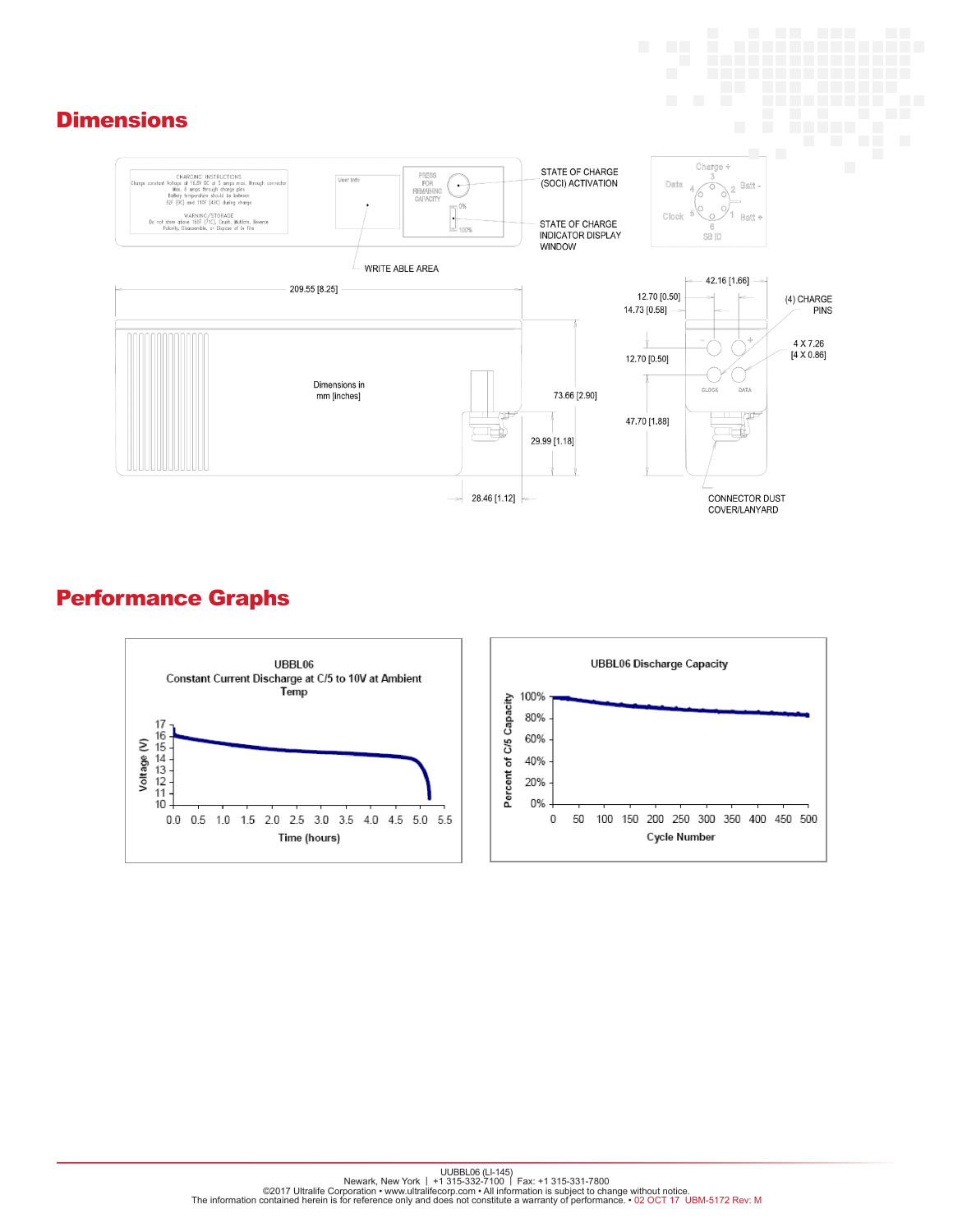## Dimensions

CHARGING INSTRUCTIONS
Charge constant Voltage of 16.8V DC at 3 amps max. through connector
Max. 8 amps through charge pins
Battery temperature should be between
32F (0C) and 110F (43C) during charge

WARNING/STORAGE
Do not store above 160F (71C), Crush, Mutilate, Reverse
Polarity, Disassemble, or Dispose of in Fire

User Info

PRESS FOR REMAINING CAPACITY

0%

100%

STATE OF CHARGE (SOCI) ACTIVATION

STATE OF CHARGE INDICATOR DISPLAY WINDOW

WRITE ABLE AREA

Charge + 3
Data 4
2 Batt -
Clock 5
1 Batt +
6
SB ID

209.55 [8.25]

Dimensions in mm [inches]

73.66 [2.90]

29.99 [1.18]

28.46 [1.12]

42.16 [1.66]

12.70 [0.50]

14.73 [0.58]

12.70 [0.50]

47.70 [1.88]

(4) CHARGE PINS

4 X 7.26
[4 X 0.86]

CLOCK

DATA

CONNECTOR DUST COVER/LANYARD

## Performance Graphs

UBBL06
Constant Current Discharge at C/5 to 10V at Ambient Temp

Voltage (V): 10, 11, 12, 13, 14, 15, 16, 17

Time (hours): 0.0, 0.5, 1.0, 1.5, 2.0, 2.5, 3.0, 3.5, 4.0, 4.5, 5.0, 5.5

UBBL06 Discharge Capacity

Percent of C/5 Capacity: 0%, 20%, 40%, 60%, 80%, 100%

Cycle Number: 0, 50, 100, 150, 200, 250, 300, 350, 400, 450, 500

UUBBL06 (LI-145)
Newark, New York | +1 315-332-7100 | Fax: +1 315-331-7800
©2017 Ultralife Corporation • www.ultralifecorp.com • All information is subject to change without notice.
The information contained herein is for reference only and does not constitute a warranty of performance. • 02 OCT 17 UBM-5172 Rev: M